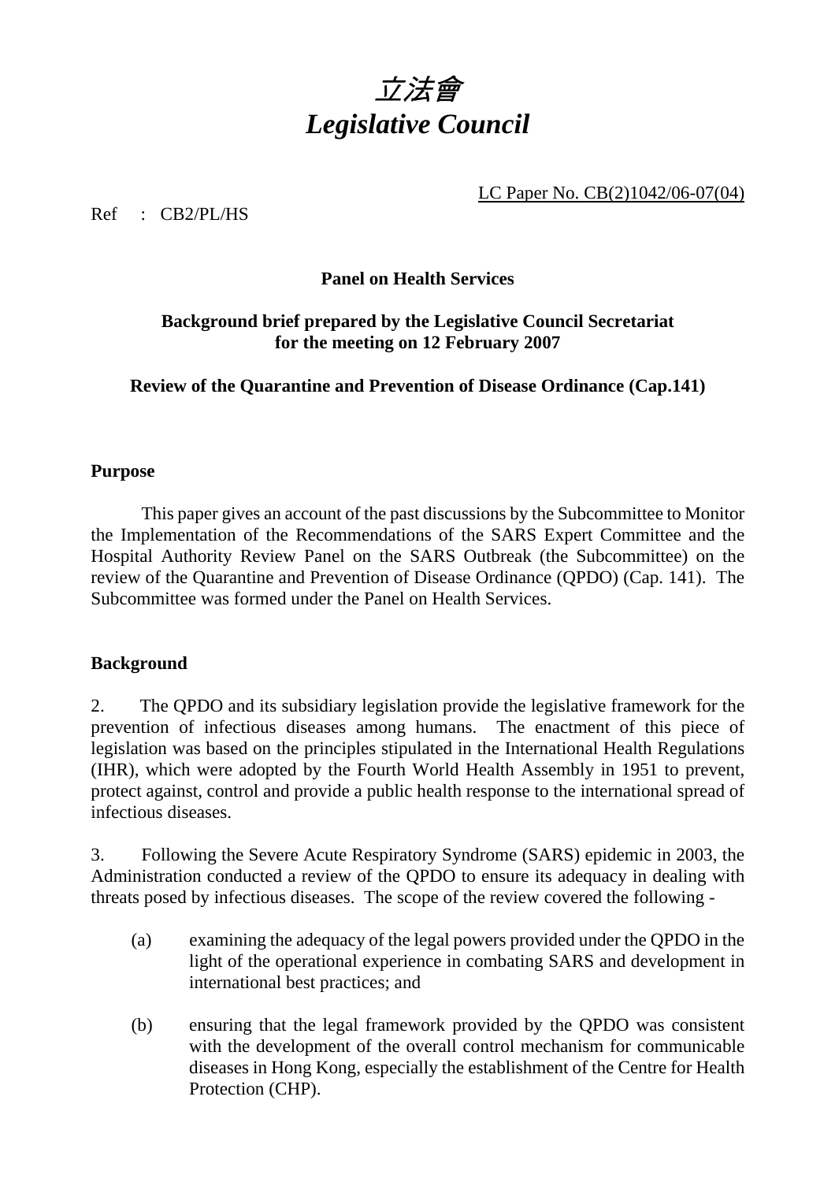# *立法會*
# *Legislative Council*

LC Paper No. CB(2)1042/06-07(04)

Ref : CB2/PL/HS

**Panel on Health Services**

**Background brief prepared by the Legislative Council Secretariat for the meeting on 12 February 2007**

**Review of the Quarantine and Prevention of Disease Ordinance (Cap.141)**

## Purpose

This paper gives an account of the past discussions by the Subcommittee to Monitor the Implementation of the Recommendations of the SARS Expert Committee and the Hospital Authority Review Panel on the SARS Outbreak (the Subcommittee) on the review of the Quarantine and Prevention of Disease Ordinance (QPDO) (Cap. 141). The Subcommittee was formed under the Panel on Health Services.

## Background

2. The QPDO and its subsidiary legislation provide the legislative framework for the prevention of infectious diseases among humans. The enactment of this piece of legislation was based on the principles stipulated in the International Health Regulations (IHR), which were adopted by the Fourth World Health Assembly in 1951 to prevent, protect against, control and provide a public health response to the international spread of infectious diseases.

3. Following the Severe Acute Respiratory Syndrome (SARS) epidemic in 2003, the Administration conducted a review of the QPDO to ensure its adequacy in dealing with threats posed by infectious diseases. The scope of the review covered the following -

(a) examining the adequacy of the legal powers provided under the QPDO in the light of the operational experience in combating SARS and development in international best practices; and

(b) ensuring that the legal framework provided by the QPDO was consistent with the development of the overall control mechanism for communicable diseases in Hong Kong, especially the establishment of the Centre for Health Protection (CHP).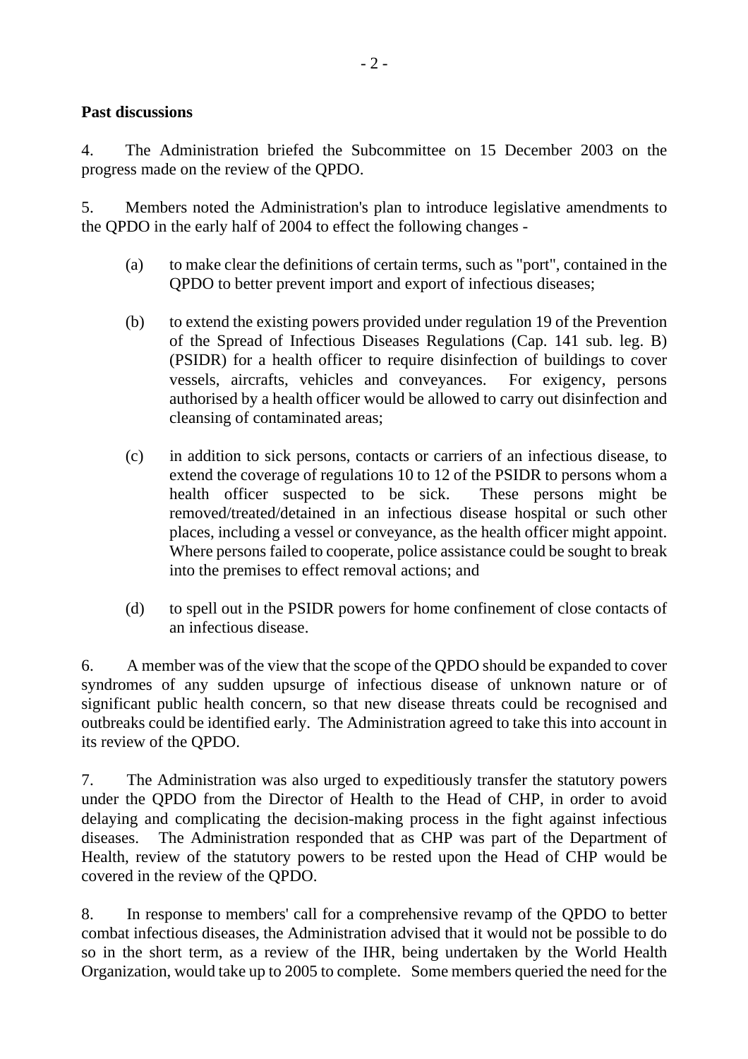**Past discussions**

4. The Administration briefed the Subcommittee on 15 December 2003 on the progress made on the review of the QPDO.

5. Members noted the Administration's plan to introduce legislative amendments to the QPDO in the early half of 2004 to effect the following changes -

(a) to make clear the definitions of certain terms, such as "port", contained in the QPDO to better prevent import and export of infectious diseases;

(b) to extend the existing powers provided under regulation 19 of the Prevention of the Spread of Infectious Diseases Regulations (Cap. 141 sub. leg. B) (PSIDR) for a health officer to require disinfection of buildings to cover vessels, aircrafts, vehicles and conveyances. For exigency, persons authorised by a health officer would be allowed to carry out disinfection and cleansing of contaminated areas;

(c) in addition to sick persons, contacts or carriers of an infectious disease, to extend the coverage of regulations 10 to 12 of the PSIDR to persons whom a health officer suspected to be sick. These persons might be removed/treated/detained in an infectious disease hospital or such other places, including a vessel or conveyance, as the health officer might appoint. Where persons failed to cooperate, police assistance could be sought to break into the premises to effect removal actions; and

(d) to spell out in the PSIDR powers for home confinement of close contacts of an infectious disease.

6. A member was of the view that the scope of the QPDO should be expanded to cover syndromes of any sudden upsurge of infectious disease of unknown nature or of significant public health concern, so that new disease threats could be recognised and outbreaks could be identified early. The Administration agreed to take this into account in its review of the QPDO.

7. The Administration was also urged to expeditiously transfer the statutory powers under the QPDO from the Director of Health to the Head of CHP, in order to avoid delaying and complicating the decision-making process in the fight against infectious diseases. The Administration responded that as CHP was part of the Department of Health, review of the statutory powers to be rested upon the Head of CHP would be covered in the review of the QPDO.

8. In response to members' call for a comprehensive revamp of the QPDO to better combat infectious diseases, the Administration advised that it would not be possible to do so in the short term, as a review of the IHR, being undertaken by the World Health Organization, would take up to 2005 to complete. Some members queried the need for the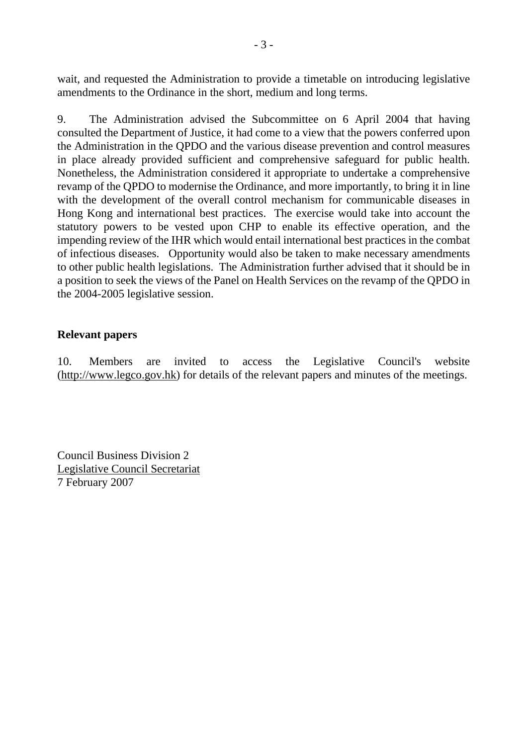wait, and requested the Administration to provide a timetable on introducing legislative amendments to the Ordinance in the short, medium and long terms.

9. The Administration advised the Subcommittee on 6 April 2004 that having consulted the Department of Justice, it had come to a view that the powers conferred upon the Administration in the QPDO and the various disease prevention and control measures in place already provided sufficient and comprehensive safeguard for public health. Nonetheless, the Administration considered it appropriate to undertake a comprehensive revamp of the QPDO to modernise the Ordinance, and more importantly, to bring it in line with the development of the overall control mechanism for communicable diseases in Hong Kong and international best practices. The exercise would take into account the statutory powers to be vested upon CHP to enable its effective operation, and the impending review of the IHR which would entail international best practices in the combat of infectious diseases. Opportunity would also be taken to make necessary amendments to other public health legislations. The Administration further advised that it should be in a position to seek the views of the Panel on Health Services on the revamp of the QPDO in the 2004-2005 legislative session.

**Relevant papers**

10. Members are invited to access the Legislative Council's website (http://www.legco.gov.hk) for details of the relevant papers and minutes of the meetings.

Council Business Division 2
Legislative Council Secretariat
7 February 2007